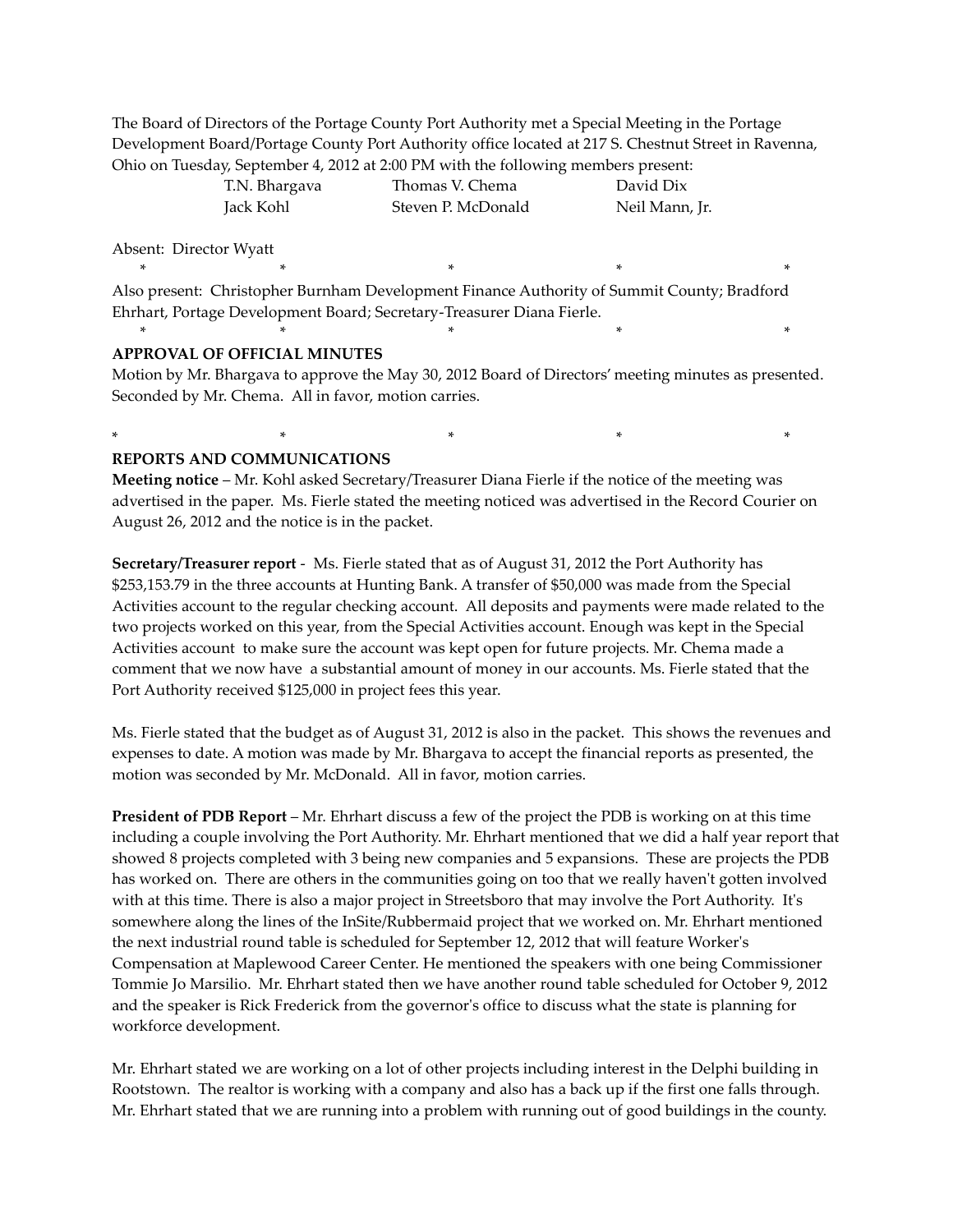The Board of Directors of the Portage County Port Authority met a Special Meeting in the Portage Development Board/Portage County Port Authority office located at 217 S. Chestnut Street in Ravenna, Ohio on Tuesday, September 4, 2012 at 2:00 PM with the following members present:

| | | |
|---|---|---|
| T.N. Bhargava | Thomas V. Chema | David Dix |
| Jack Kohl | Steven P. McDonald | Neil Mann, Jr. |

Absent: Director Wyatt

\* \* \* \* \*

Also present: Christopher Burnham Development Finance Authority of Summit County; Bradford Ehrhart, Portage Development Board; Secretary-Treasurer Diana Fierle.

\* \* \* \* \*

**APPROVAL OF OFFICIAL MINUTES**

Motion by Mr. Bhargava to approve the May 30, 2012 Board of Directors' meeting minutes as presented. Seconded by Mr. Chema. All in favor, motion carries.

\* \* \* \* \*

**REPORTS AND COMMUNICATIONS**

**Meeting notice** – Mr. Kohl asked Secretary/Treasurer Diana Fierle if the notice of the meeting was advertised in the paper. Ms. Fierle stated the meeting noticed was advertised in the Record Courier on August 26, 2012 and the notice is in the packet.

**Secretary/Treasurer report** - Ms. Fierle stated that as of August 31, 2012 the Port Authority has $253,153.79 in the three accounts at Hunting Bank. A transfer of $50,000 was made from the Special Activities account to the regular checking account. All deposits and payments were made related to the two projects worked on this year, from the Special Activities account. Enough was kept in the Special Activities account to make sure the account was kept open for future projects. Mr. Chema made a comment that we now have a substantial amount of money in our accounts. Ms. Fierle stated that the Port Authority received $125,000 in project fees this year.

Ms. Fierle stated that the budget as of August 31, 2012 is also in the packet. This shows the revenues and expenses to date. A motion was made by Mr. Bhargava to accept the financial reports as presented, the motion was seconded by Mr. McDonald. All in favor, motion carries.

**President of PDB Report** – Mr. Ehrhart discuss a few of the project the PDB is working on at this time including a couple involving the Port Authority. Mr. Ehrhart mentioned that we did a half year report that showed 8 projects completed with 3 being new companies and 5 expansions. These are projects the PDB has worked on. There are others in the communities going on too that we really haven't gotten involved with at this time. There is also a major project in Streetsboro that may involve the Port Authority. It's somewhere along the lines of the InSite/Rubbermaid project that we worked on. Mr. Ehrhart mentioned the next industrial round table is scheduled for September 12, 2012 that will feature Worker's Compensation at Maplewood Career Center. He mentioned the speakers with one being Commissioner Tommie Jo Marsilio. Mr. Ehrhart stated then we have another round table scheduled for October 9, 2012 and the speaker is Rick Frederick from the governor's office to discuss what the state is planning for workforce development.

Mr. Ehrhart stated we are working on a lot of other projects including interest in the Delphi building in Rootstown. The realtor is working with a company and also has a back up if the first one falls through. Mr. Ehrhart stated that we are running into a problem with running out of good buildings in the county.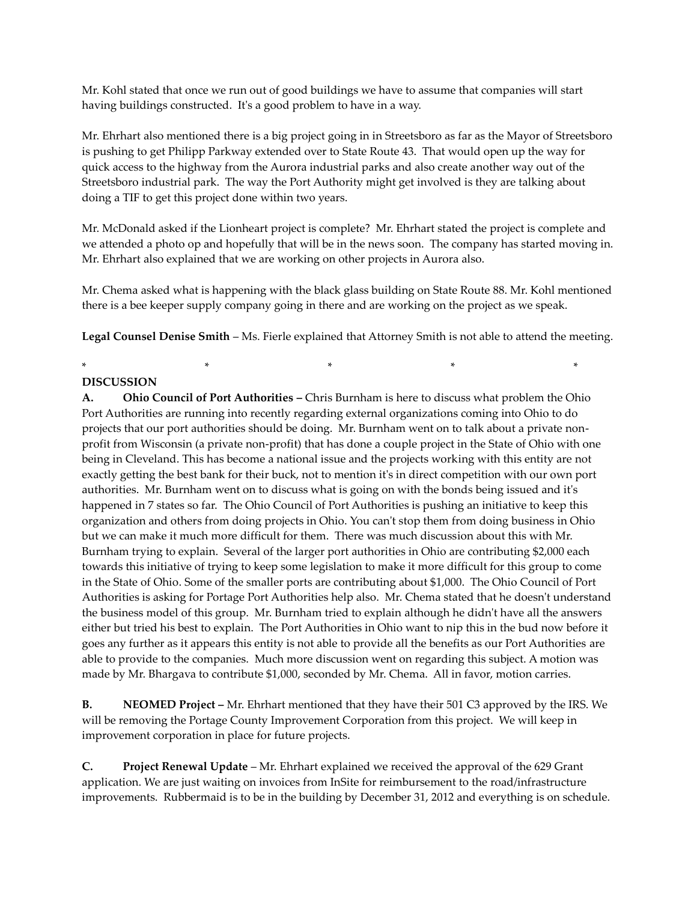Mr. Kohl stated that once we run out of good buildings we have to assume that companies will start having buildings constructed. It's a good problem to have in a way.

Mr. Ehrhart also mentioned there is a big project going in in Streetsboro as far as the Mayor of Streetsboro is pushing to get Philipp Parkway extended over to State Route 43. That would open up the way for quick access to the highway from the Aurora industrial parks and also create another way out of the Streetsboro industrial park. The way the Port Authority might get involved is they are talking about doing a TIF to get this project done within two years.

Mr. McDonald asked if the Lionheart project is complete? Mr. Ehrhart stated the project is complete and we attended a photo op and hopefully that will be in the news soon. The company has started moving in. Mr. Ehrhart also explained that we are working on other projects in Aurora also.

Mr. Chema asked what is happening with the black glass building on State Route 88. Mr. Kohl mentioned there is a bee keeper supply company going in there and are working on the project as we speak.

**Legal Counsel Denise Smith** – Ms. Fierle explained that Attorney Smith is not able to attend the meeting.

\*                    \*                    \*                    \*                    \*

**DISCUSSION**

**A. Ohio Council of Port Authorities –** Chris Burnham is here to discuss what problem the Ohio Port Authorities are running into recently regarding external organizations coming into Ohio to do projects that our port authorities should be doing. Mr. Burnham went on to talk about a private non-profit from Wisconsin (a private non-profit) that has done a couple project in the State of Ohio with one being in Cleveland. This has become a national issue and the projects working with this entity are not exactly getting the best bank for their buck, not to mention it's in direct competition with our own port authorities. Mr. Burnham went on to discuss what is going on with the bonds being issued and it's happened in 7 states so far. The Ohio Council of Port Authorities is pushing an initiative to keep this organization and others from doing projects in Ohio. You can't stop them from doing business in Ohio but we can make it much more difficult for them. There was much discussion about this with Mr. Burnham trying to explain. Several of the larger port authorities in Ohio are contributing $2,000 each towards this initiative of trying to keep some legislation to make it more difficult for this group to come in the State of Ohio. Some of the smaller ports are contributing about $1,000. The Ohio Council of Port Authorities is asking for Portage Port Authorities help also. Mr. Chema stated that he doesn't understand the business model of this group. Mr. Burnham tried to explain although he didn't have all the answers either but tried his best to explain. The Port Authorities in Ohio want to nip this in the bud now before it goes any further as it appears this entity is not able to provide all the benefits as our Port Authorities are able to provide to the companies. Much more discussion went on regarding this subject. A motion was made by Mr. Bhargava to contribute $1,000, seconded by Mr. Chema. All in favor, motion carries.

**B. NEOMED Project –** Mr. Ehrhart mentioned that they have their 501 C3 approved by the IRS. We will be removing the Portage County Improvement Corporation from this project. We will keep in improvement corporation in place for future projects.

**C. Project Renewal Update** – Mr. Ehrhart explained we received the approval of the 629 Grant application. We are just waiting on invoices from InSite for reimbursement to the road/infrastructure improvements. Rubbermaid is to be in the building by December 31, 2012 and everything is on schedule.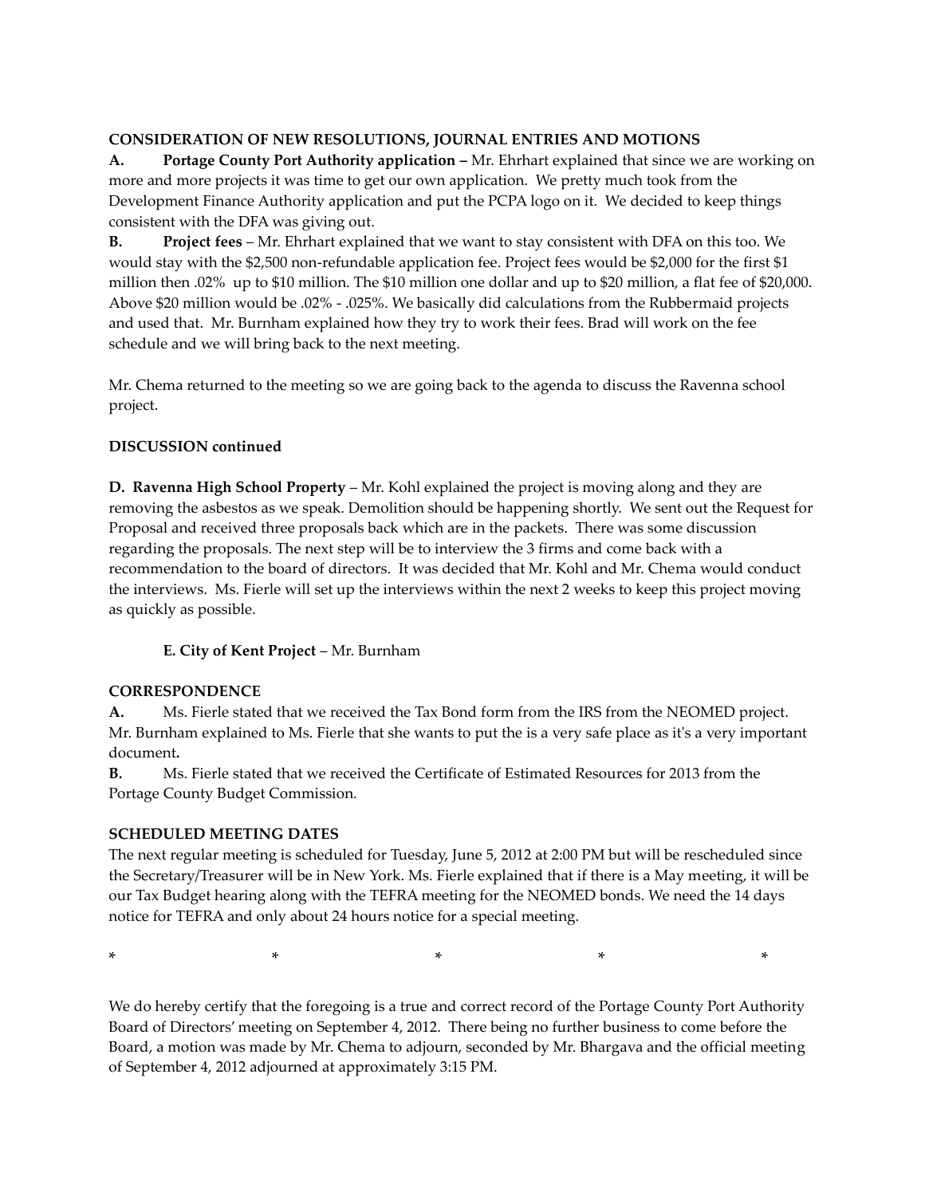**CONSIDERATION OF NEW RESOLUTIONS, JOURNAL ENTRIES AND MOTIONS**

**A. Portage County Port Authority application –** Mr. Ehrhart explained that since we are working on more and more projects it was time to get our own application. We pretty much took from the Development Finance Authority application and put the PCPA logo on it. We decided to keep things consistent with the DFA was giving out.

**B. Project fees** – Mr. Ehrhart explained that we want to stay consistent with DFA on this too. We would stay with the $2,500 non-refundable application fee. Project fees would be $2,000 for the first $1 million then .02% up to $10 million. The $10 million one dollar and up to $20 million, a flat fee of $20,000. Above $20 million would be .02% - .025%. We basically did calculations from the Rubbermaid projects and used that. Mr. Burnham explained how they try to work their fees. Brad will work on the fee schedule and we will bring back to the next meeting.

Mr. Chema returned to the meeting so we are going back to the agenda to discuss the Ravenna school project.

**DISCUSSION continued**

**D. Ravenna High School Property** – Mr. Kohl explained the project is moving along and they are removing the asbestos as we speak. Demolition should be happening shortly. We sent out the Request for Proposal and received three proposals back which are in the packets. There was some discussion regarding the proposals. The next step will be to interview the 3 firms and come back with a recommendation to the board of directors. It was decided that Mr. Kohl and Mr. Chema would conduct the interviews. Ms. Fierle will set up the interviews within the next 2 weeks to keep this project moving as quickly as possible.

**E. City of Kent Project** – Mr. Burnham

**CORRESPONDENCE**

**A.** Ms. Fierle stated that we received the Tax Bond form from the IRS from the NEOMED project. Mr. Burnham explained to Ms. Fierle that she wants to put the is a very safe place as it's a very important document**.**

**B.** Ms. Fierle stated that we received the Certificate of Estimated Resources for 2013 from the Portage County Budget Commission.

**SCHEDULED MEETING DATES**

The next regular meeting is scheduled for Tuesday, June 5, 2012 at 2:00 PM but will be rescheduled since the Secretary/Treasurer will be in New York. Ms. Fierle explained that if there is a May meeting, it will be our Tax Budget hearing along with the TEFRA meeting for the NEOMED bonds. We need the 14 days notice for TEFRA and only about 24 hours notice for a special meeting.

\* \* \* \* \*

We do hereby certify that the foregoing is a true and correct record of the Portage County Port Authority Board of Directors' meeting on September 4, 2012. There being no further business to come before the Board, a motion was made by Mr. Chema to adjourn, seconded by Mr. Bhargava and the official meeting of September 4, 2012 adjourned at approximately 3:15 PM.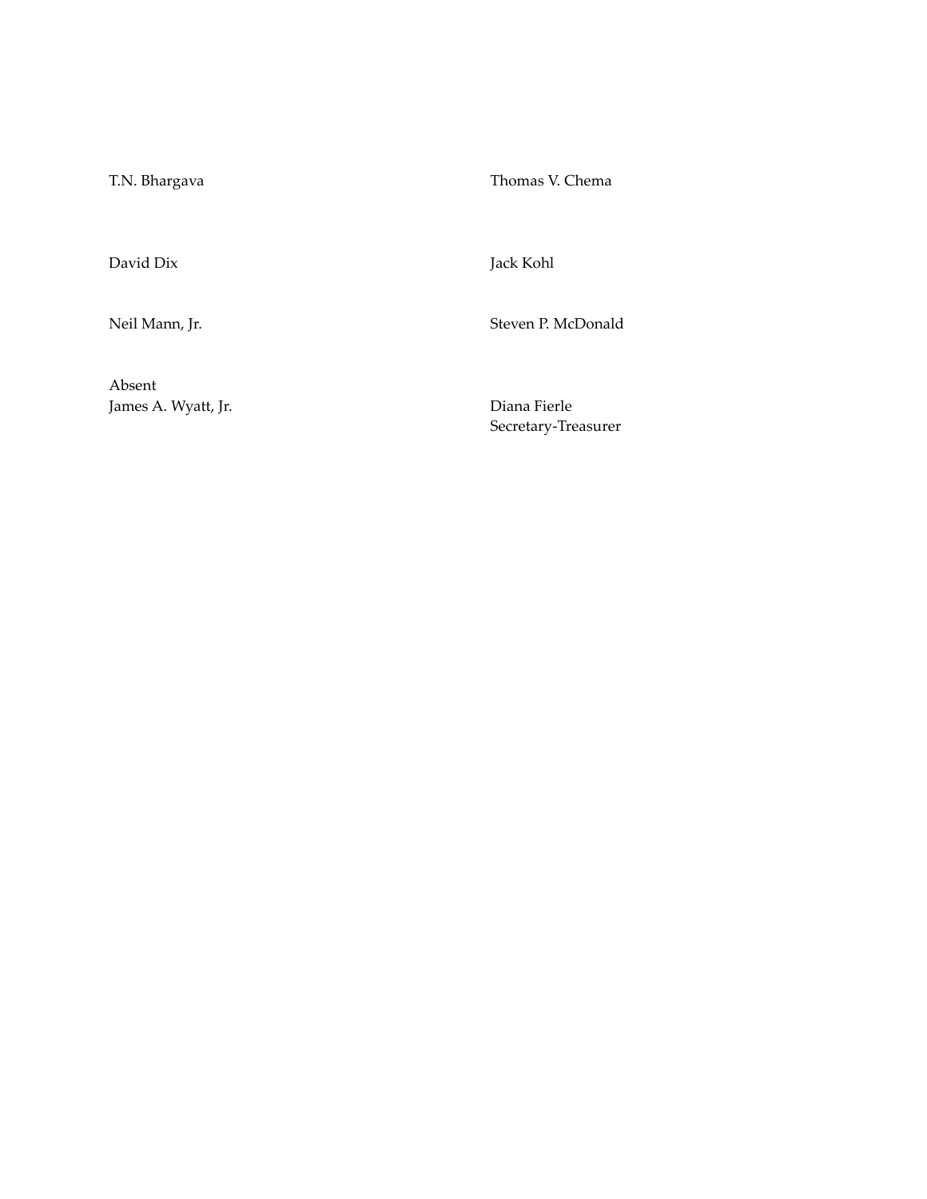T.N. Bhargava

Thomas V. Chema

David Dix

Jack Kohl

Neil Mann, Jr.

Steven P. McDonald

Absent
James A. Wyatt, Jr.

Diana Fierle
Secretary-Treasurer